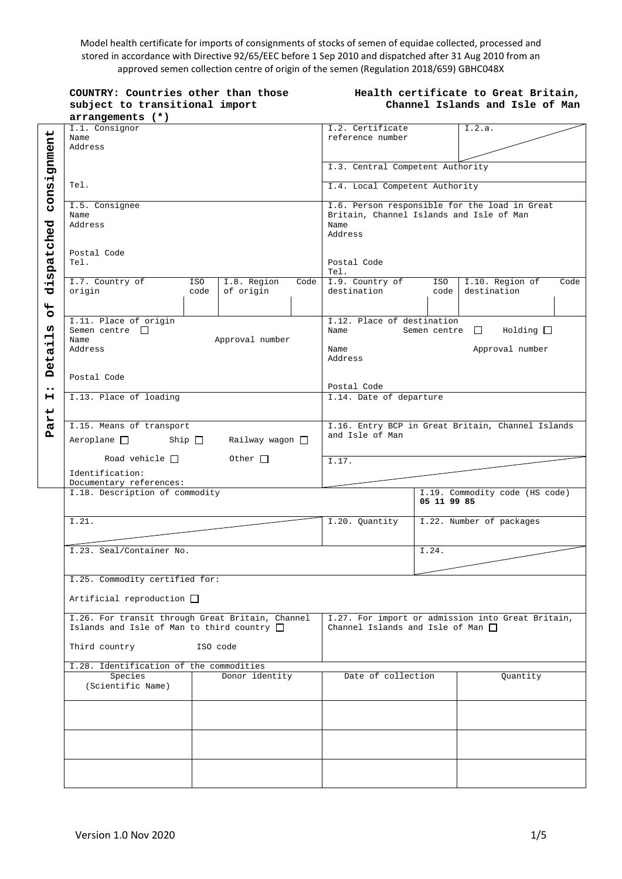Model health certificate for imports of consignments of stocks of semen of equidae collected, processed and stored in accordance with Directive 92/65/EEC before 1 Sep 2010 and dispatched after 31 Aug 2010 from an approved semen collection centre of origin of the semen (Regulation 2018/659) GBHC048X

**COUNTRY: Countries other than those subject to transitional import arrangements (*)**

**Health certificate to Great Britain, Channel Islands and Isle of Man**

**Part I: Details of dispatched consignment**

| | |
|---|---|
| I.1. Consignor<br>Name<br>Address<br><br>Tel. | I.2. Certificate reference number / I.2.a.<br><br>I.3. Central Competent Authority<br><br>I.4. Local Competent Authority |
| I.5. Consignee<br>Name<br>Address<br><br>Postal Code<br>Tel. | I.6. Person responsible for the load in Great Britain, Channel Islands and Isle of Man<br>Name<br>Address<br><br>Postal Code<br>Tel. |
| I.7. Country of origin / ISO code / I.8. Region of origin / Code | I.9. Country of destination / ISO code / I.10. Region of destination / Code |
| I.11. Place of origin<br>Semen centre ☐<br>Name Approval number<br>Address<br><br>Postal Code | I.12. Place of destination<br>Name Semen centre ☐ Holding ☐<br>Name Approval number<br>Address<br><br>Postal Code |
| I.13. Place of loading | I.14. Date of departure |
| I.15. Means of transport<br>Aeroplane ☐ Ship ☐ Railway wagon ☐<br>Road vehicle ☐ Other ☐<br>Identification:<br>Documentary references: | I.16. Entry BCP in Great Britain, Channel Islands and Isle of Man<br><br>I.17. |
| I.18. Description of commodity | I.19. Commodity code (HS code)<br>**05 11 99 85** |
| I.21. | I.20. Quantity / I.22. Number of packages |
| I.23. Seal/Container No. | I.24. |
| I.25. Commodity certified for:<br><br>Artificial reproduction ☐ | |
| I.26. For transit through Great Britain, Channel Islands and Isle of Man to third country ☐<br><br>Third country ISO code | I.27. For import or admission into Great Britain, Channel Islands and Isle of Man ☐ |

I.28. Identification of the commodities

| Species (Scientific Name) | Donor identity | Date of collection | Quantity |
|---|---|---|---|
| | | | |
| | | | |
| | | | |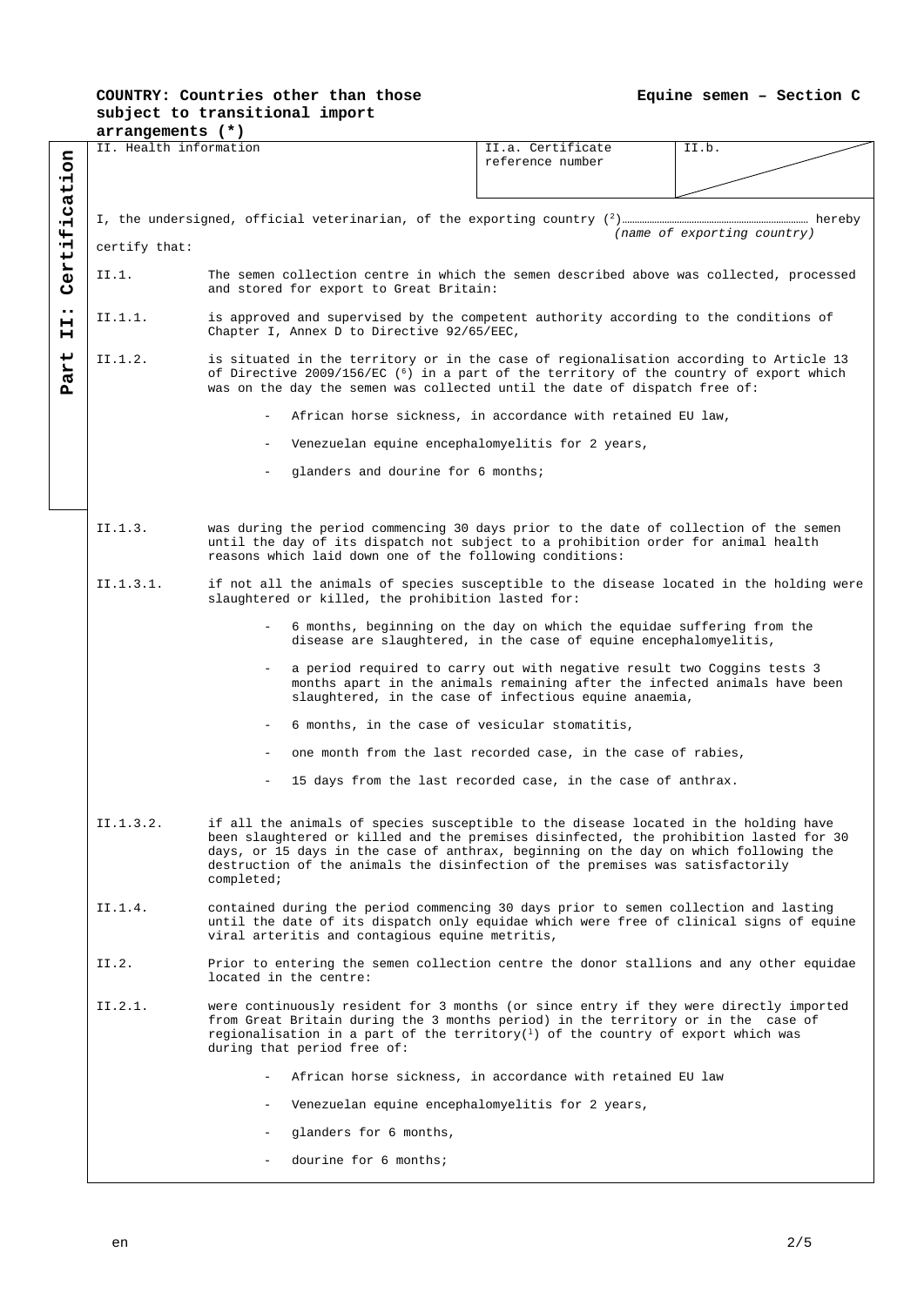**COUNTRY: Countries other than those subject to transitional import arrangements (*)**

**Equine semen – Section C**

**Part II: Certification**

| II. Health information | II.a. Certificate reference number | II.b. |
|---|---|---|

I, the undersigned, official veterinarian, of the exporting country ([2])…………………………………………………… hereby
*(name of exporting country)*

certify that:

II.1. The semen collection centre in which the semen described above was collected, processed and stored for export to Great Britain:

II.1.1. is approved and supervised by the competent authority according to the conditions of Chapter I, Annex D to Directive 92/65/EEC,

II.1.2. is situated in the territory or in the case of regionalisation according to Article 13 of Directive 2009/156/EC ([6]) in a part of the territory of the country of export which was on the day the semen was collected until the date of dispatch free of:

- African horse sickness, in accordance with retained EU law,
- Venezuelan equine encephalomyelitis for 2 years,
- glanders and dourine for 6 months;

II.1.3. was during the period commencing 30 days prior to the date of collection of the semen until the day of its dispatch not subject to a prohibition order for animal health reasons which laid down one of the following conditions:

II.1.3.1. if not all the animals of species susceptible to the disease located in the holding were slaughtered or killed, the prohibition lasted for:

- 6 months, beginning on the day on which the equidae suffering from the disease are slaughtered, in the case of equine encephalomyelitis,
- a period required to carry out with negative result two Coggins tests 3 months apart in the animals remaining after the infected animals have been slaughtered, in the case of infectious equine anaemia,
- 6 months, in the case of vesicular stomatitis,
- one month from the last recorded case, in the case of rabies,
- 15 days from the last recorded case, in the case of anthrax.

II.1.3.2. if all the animals of species susceptible to the disease located in the holding have been slaughtered or killed and the premises disinfected, the prohibition lasted for 30 days, or 15 days in the case of anthrax, beginning on the day on which following the destruction of the animals the disinfection of the premises was satisfactorily completed;

II.1.4. contained during the period commencing 30 days prior to semen collection and lasting until the date of its dispatch only equidae which were free of clinical signs of equine viral arteritis and contagious equine metritis,

II.2. Prior to entering the semen collection centre the donor stallions and any other equidae located in the centre:

II.2.1. were continuously resident for 3 months (or since entry if they were directly imported from Great Britain during the 3 months period) in the territory or in the case of regionalisation in a part of the territory([1]) of the country of export which was during that period free of:

- African horse sickness, in accordance with retained EU law
- Venezuelan equine encephalomyelitis for 2 years,
- glanders for 6 months,
- dourine for 6 months;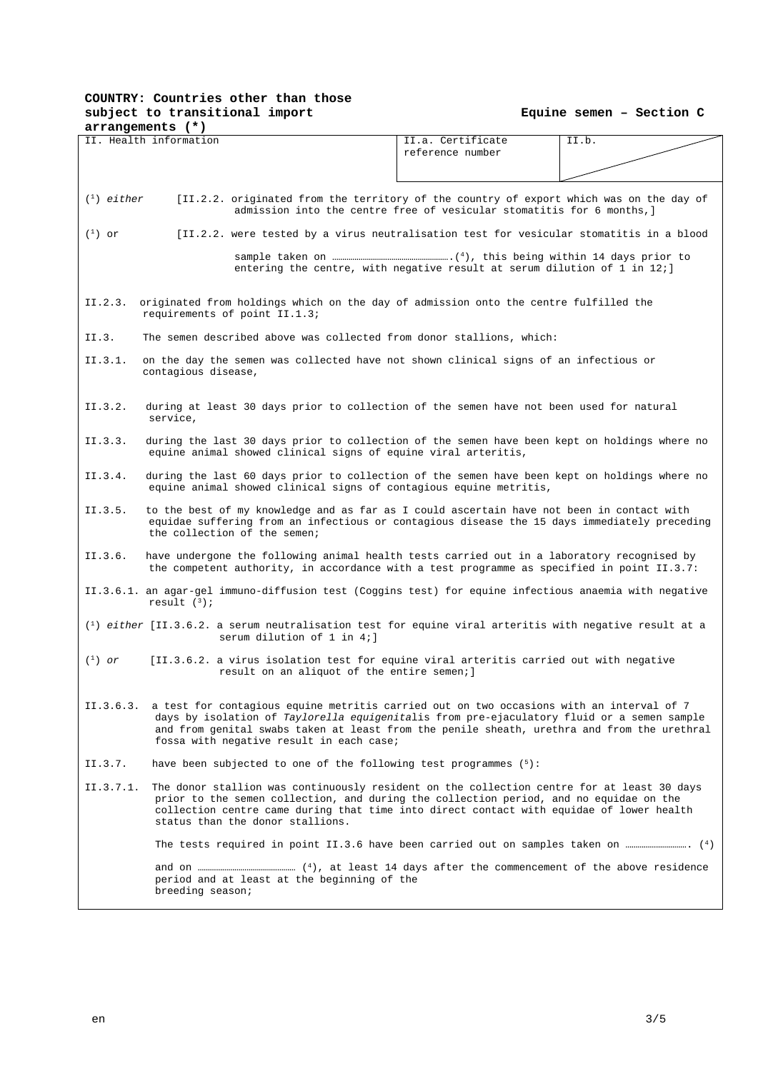**COUNTRY: Countries other than those subject to transitional import arrangements (*)**

**Equine semen – Section C**

| II. Health information | II.a. Certificate reference number | II.b. |
|---|---|---|

([1]) *either* [II.2.2. originated from the territory of the country of export which was on the day of admission into the centre free of vesicular stomatitis for 6 months,]

([1]) or [II.2.2. were tested by a virus neutralisation test for vesicular stomatitis in a blood sample taken on …………………………………………….([4]), this being within 14 days prior to entering the centre, with negative result at serum dilution of 1 in 12;]

II.2.3. originated from holdings which on the day of admission onto the centre fulfilled the requirements of point II.1.3;

II.3. The semen described above was collected from donor stallions, which:

II.3.1. on the day the semen was collected have not shown clinical signs of an infectious or contagious disease,

II.3.2. during at least 30 days prior to collection of the semen have not been used for natural service,

II.3.3. during the last 30 days prior to collection of the semen have been kept on holdings where no equine animal showed clinical signs of equine viral arteritis,

II.3.4. during the last 60 days prior to collection of the semen have been kept on holdings where no equine animal showed clinical signs of contagious equine metritis,

II.3.5. to the best of my knowledge and as far as I could ascertain have not been in contact with equidae suffering from an infectious or contagious disease the 15 days immediately preceding the collection of the semen;

II.3.6. have undergone the following animal health tests carried out in a laboratory recognised by the competent authority, in accordance with a test programme as specified in point II.3.7:

II.3.6.1. an agar-gel immuno-diffusion test (Coggins test) for equine infectious anaemia with negative result ([3]);

([1]) *either* [II.3.6.2. a serum neutralisation test for equine viral arteritis with negative result at a serum dilution of 1 in 4;]

([1]) *or* [II.3.6.2. a virus isolation test for equine viral arteritis carried out with negative result on an aliquot of the entire semen;]

II.3.6.3. a test for contagious equine metritis carried out on two occasions with an interval of 7 days by isolation of *Taylorella equigenitali*s from pre-ejaculatory fluid or a semen sample and from genital swabs taken at least from the penile sheath, urethra and from the urethral fossa with negative result in each case;

II.3.7. have been subjected to one of the following test programmes ([5]):

II.3.7.1. The donor stallion was continuously resident on the collection centre for at least 30 days prior to the semen collection, and during the collection period, and no equidae on the collection centre came during that time into direct contact with equidae of lower health status than the donor stallions.

The tests required in point II.3.6 have been carried out on samples taken on ………………………. ([4])

and on ……………………………………… ([4]), at least 14 days after the commencement of the above residence period and at least at the beginning of the breeding season;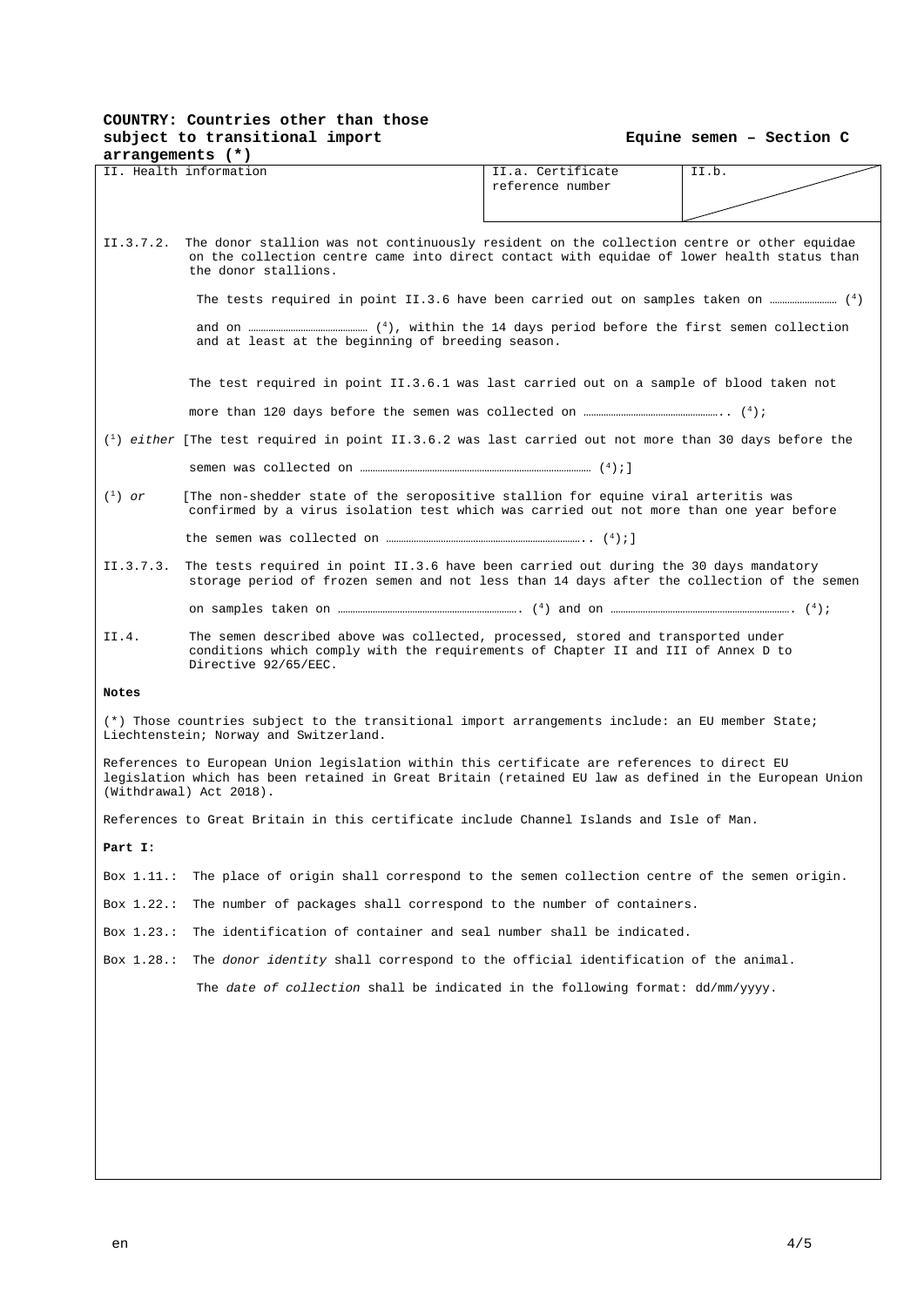**COUNTRY: Countries other than those subject to transitional import arrangements (*)**

**Equine semen – Section C**

| II. Health information | II.a. Certificate reference number | II.b. |
|---|---|---|

II.3.7.2. The donor stallion was not continuously resident on the collection centre or other equidae on the collection centre came into direct contact with equidae of lower health status than the donor stallions.

The tests required in point II.3.6 have been carried out on samples taken on …………………… (4)

and on ………………………………………… (4), within the 14 days period before the first semen collection and at least at the beginning of breeding season.

The test required in point II.3.6.1 was last carried out on a sample of blood taken not

more than 120 days before the semen was collected on …………………………………………….. (4);

(1) *either* [The test required in point II.3.6.2 was last carried out not more than 30 days before the

semen was collected on ……………………………………………………………………………… (4);]

(1) *or* [The non-shedder state of the seropositive stallion for equine viral arteritis was confirmed by a virus isolation test which was carried out not more than one year before

the semen was collected on …………………………………………………………………….. (4);]

II.3.7.3. The tests required in point II.3.6 have been carried out during the 30 days mandatory storage period of frozen semen and not less than 14 days after the collection of the semen

on samples taken on ………………………………………………………………. (4) and on ………………………………………………………………. (4);

II.4. The semen described above was collected, processed, stored and transported under conditions which comply with the requirements of Chapter II and III of Annex D to Directive 92/65/EEC.

**Notes**

(*) Those countries subject to the transitional import arrangements include: an EU member State; Liechtenstein; Norway and Switzerland.

References to European Union legislation within this certificate are references to direct EU legislation which has been retained in Great Britain (retained EU law as defined in the European Union (Withdrawal) Act 2018).

References to Great Britain in this certificate include Channel Islands and Isle of Man.

**Part I:**

Box 1.11.: The place of origin shall correspond to the semen collection centre of the semen origin.

Box 1.22.: The number of packages shall correspond to the number of containers.

Box 1.23.: The identification of container and seal number shall be indicated.

Box 1.28.: The *donor identity* shall correspond to the official identification of the animal.

The *date of collection* shall be indicated in the following format: dd/mm/yyyy.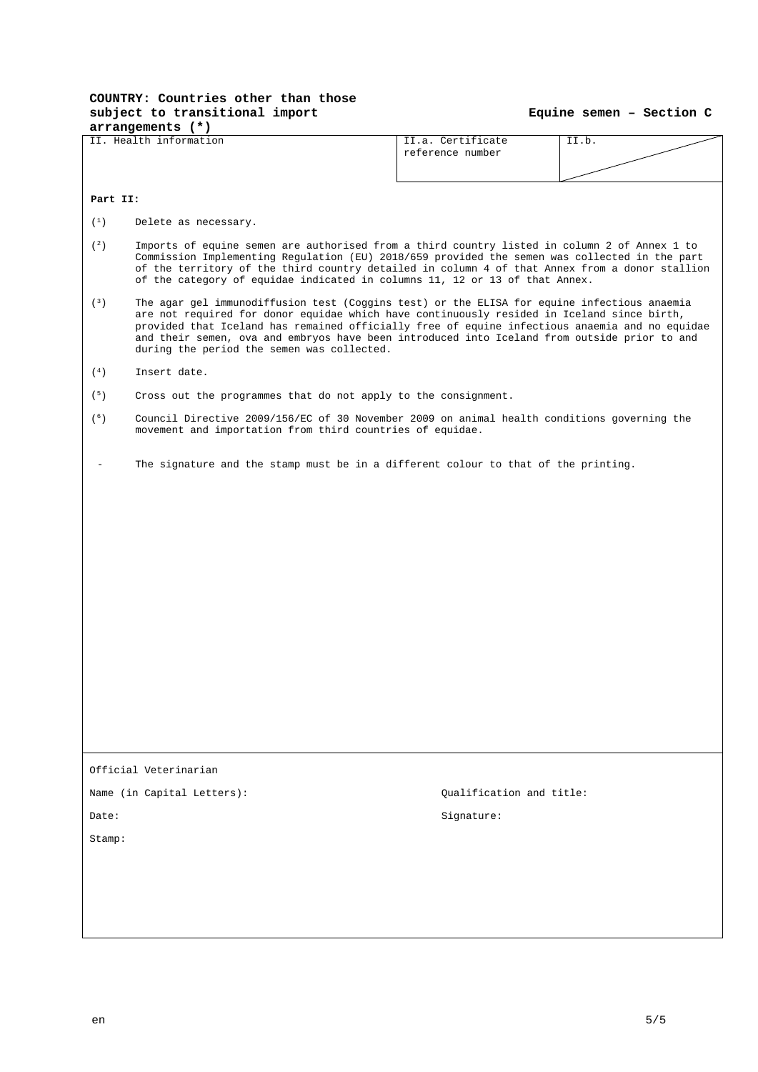**COUNTRY: Countries other than those subject to transitional import arrangements (*)**

**Equine semen – Section C**

| II. Health information | II.a. Certificate reference number | II.b. |
|---|---|---|

**Part II:**

(1) Delete as necessary.

(2) Imports of equine semen are authorised from a third country listed in column 2 of Annex 1 to Commission Implementing Regulation (EU) 2018/659 provided the semen was collected in the part of the territory of the third country detailed in column 4 of that Annex from a donor stallion of the category of equidae indicated in columns 11, 12 or 13 of that Annex.

(3) The agar gel immunodiffusion test (Coggins test) or the ELISA for equine infectious anaemia are not required for donor equidae which have continuously resided in Iceland since birth, provided that Iceland has remained officially free of equine infectious anaemia and no equidae and their semen, ova and embryos have been introduced into Iceland from outside prior to and during the period the semen was collected.

(4) Insert date.

(5) Cross out the programmes that do not apply to the consignment.

(6) Council Directive 2009/156/EC of 30 November 2009 on animal health conditions governing the movement and importation from third countries of equidae.

- The signature and the stamp must be in a different colour to that of the printing.

Official Veterinarian

Name (in Capital Letters):

Qualification and title:

Date:

Signature:

Stamp: